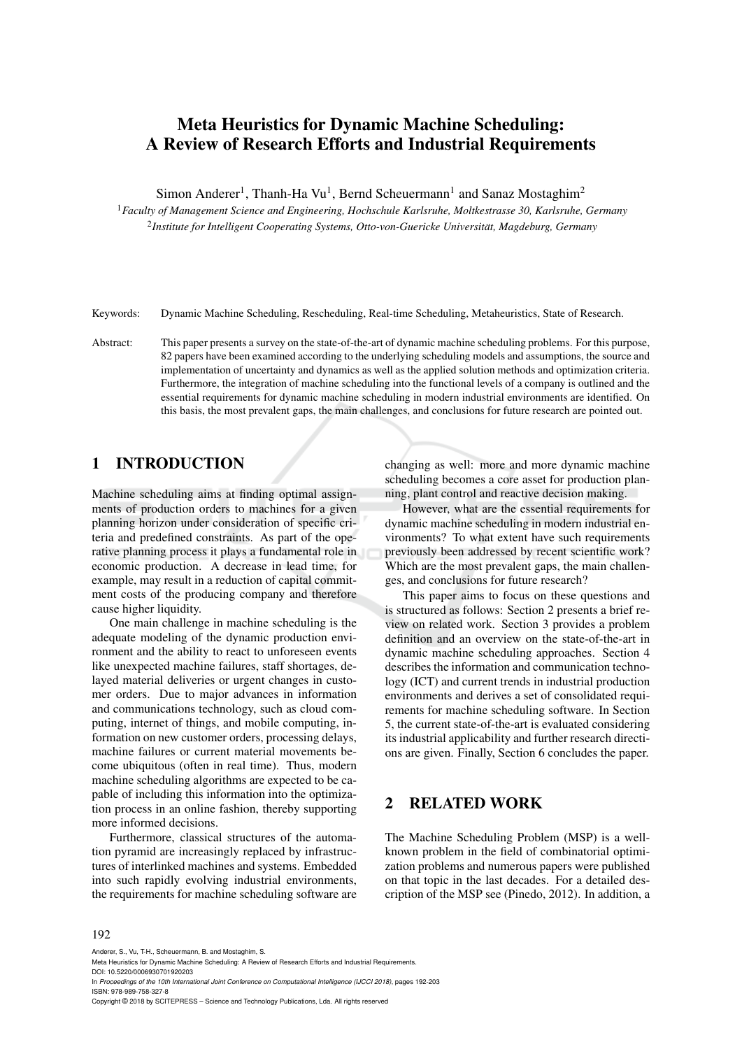# Meta Heuristics for Dynamic Machine Scheduling: A Review of Research Efforts and Industrial Requirements

Simon Anderer[1], Thanh-Ha Vu[1], Bernd Scheuermann[1] and Sanaz Mostaghim[2]

[1]*Faculty of Management Science and Engineering, Hochschule Karlsruhe, Moltkestrasse 30, Karlsruhe, Germany*

[2]*Institute for Intelligent Cooperating Systems, Otto-von-Guericke Universität, Magdeburg, Germany*

Keywords: Dynamic Machine Scheduling, Rescheduling, Real-time Scheduling, Metaheuristics, State of Research.

Abstract: This paper presents a survey on the state-of-the-art of dynamic machine scheduling problems. For this purpose, 82 papers have been examined according to the underlying scheduling models and assumptions, the source and implementation of uncertainty and dynamics as well as the applied solution methods and optimization criteria. Furthermore, the integration of machine scheduling into the functional levels of a company is outlined and the essential requirements for dynamic machine scheduling in modern industrial environments are identified. On this basis, the most prevalent gaps, the main challenges, and conclusions for future research are pointed out.

## 1 INTRODUCTION

Machine scheduling aims at finding optimal assignments of production orders to machines for a given planning horizon under consideration of specific criteria and predefined constraints. As part of the operative planning process it plays a fundamental role in economic production. A decrease in lead time, for example, may result in a reduction of capital commitment costs of the producing company and therefore cause higher liquidity.

One main challenge in machine scheduling is the adequate modeling of the dynamic production environment and the ability to react to unforeseen events like unexpected machine failures, staff shortages, delayed material deliveries or urgent changes in customer orders. Due to major advances in information and communications technology, such as cloud computing, internet of things, and mobile computing, information on new customer orders, processing delays, machine failures or current material movements become ubiquitous (often in real time). Thus, modern machine scheduling algorithms are expected to be capable of including this information into the optimization process in an online fashion, thereby supporting more informed decisions.

Furthermore, classical structures of the automation pyramid are increasingly replaced by infrastructures of interlinked machines and systems. Embedded into such rapidly evolving industrial environments, the requirements for machine scheduling software are changing as well: more and more dynamic machine scheduling becomes a core asset for production planning, plant control and reactive decision making.

However, what are the essential requirements for dynamic machine scheduling in modern industrial environments? To what extent have such requirements previously been addressed by recent scientific work? Which are the most prevalent gaps, the main challenges, and conclusions for future research?

This paper aims to focus on these questions and is structured as follows: Section 2 presents a brief review on related work. Section 3 provides a problem definition and an overview on the state-of-the-art in dynamic machine scheduling approaches. Section 4 describes the information and communication technology (ICT) and current trends in industrial production environments and derives a set of consolidated requirements for machine scheduling software. In Section 5, the current state-of-the-art is evaluated considering its industrial applicability and further research directions are given. Finally, Section 6 concludes the paper.

## 2 RELATED WORK

The Machine Scheduling Problem (MSP) is a well-known problem in the field of combinatorial optimization problems and numerous papers were published on that topic in the last decades. For a detailed description of the MSP see (Pinedo, 2012). In addition, a

Anderer, S., Vu, T-H., Scheuermann, B. and Mostaghim, S.
Meta Heuristics for Dynamic Machine Scheduling: A Review of Research Efforts and Industrial Requirements.
DOI: 10.5220/0006930701920203
In *Proceedings of the 10th International Joint Conference on Computational Intelligence (IJCCI 2018)*, pages 192-203
ISBN: 978-989-758-327-8
Copyright © 2018 by SCITEPRESS – Science and Technology Publications, Lda. All rights reserved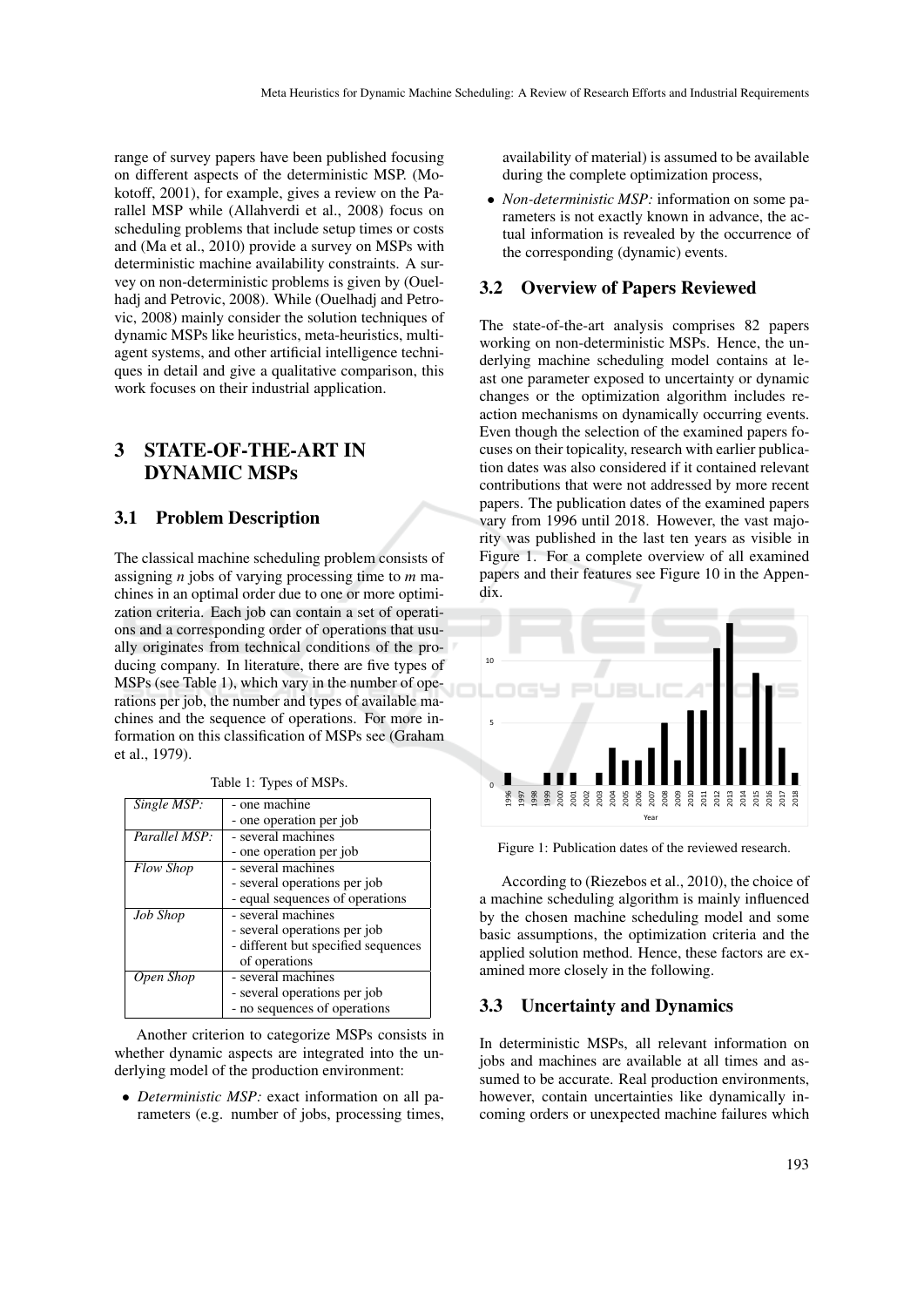range of survey papers have been published focusing on different aspects of the deterministic MSP. (Mokotoff, 2001), for example, gives a review on the Parallel MSP while (Allahverdi et al., 2008) focus on scheduling problems that include setup times or costs and (Ma et al., 2010) provide a survey on MSPs with deterministic machine availability constraints. A survey on non-deterministic problems is given by (Ouelhadj and Petrovic, 2008). While (Ouelhadj and Petrovic, 2008) mainly consider the solution techniques of dynamic MSPs like heuristics, meta-heuristics, multi-agent systems, and other artificial intelligence techniques in detail and give a qualitative comparison, this work focuses on their industrial application.

# 3 STATE-OF-THE-ART IN DYNAMIC MSPs

## 3.1 Problem Description

The classical machine scheduling problem consists of assigning *n* jobs of varying processing time to *m* machines in an optimal order due to one or more optimization criteria. Each job can contain a set of operations and a corresponding order of operations that usually originates from technical conditions of the producing company. In literature, there are five types of MSPs (see Table 1), which vary in the number of operations per job, the number and types of available machines and the sequence of operations. For more information on this classification of MSPs see (Graham et al., 1979).

Table 1: Types of MSPs.

| | |
|---|---|
| *Single MSP:* | - one machine<br>- one operation per job |
| *Parallel MSP:* | - several machines<br>- one operation per job |
| *Flow Shop* | - several machines<br>- several operations per job<br>- equal sequences of operations |
| *Job Shop* | - several machines<br>- several operations per job<br>- different but specified sequences of operations |
| *Open Shop* | - several machines<br>- several operations per job<br>- no sequences of operations |

Another criterion to categorize MSPs consists in whether dynamic aspects are integrated into the underlying model of the production environment:

- *Deterministic MSP:* exact information on all parameters (e.g. number of jobs, processing times, availability of material) is assumed to be available during the complete optimization process,
- *Non-deterministic MSP:* information on some parameters is not exactly known in advance, the actual information is revealed by the occurrence of the corresponding (dynamic) events.

## 3.2 Overview of Papers Reviewed

The state-of-the-art analysis comprises 82 papers working on non-deterministic MSPs. Hence, the underlying machine scheduling model contains at least one parameter exposed to uncertainty or dynamic changes or the optimization algorithm includes reaction mechanisms on dynamically occurring events. Even though the selection of the examined papers focuses on their topicality, research with earlier publication dates was also considered if it contained relevant contributions that were not addressed by more recent papers. The publication dates of the examined papers vary from 1996 until 2018. However, the vast majority was published in the last ten years as visible in Figure 1. For a complete overview of all examined papers and their features see Figure 10 in the Appendix.

Figure 1: Publication dates of the reviewed research.

According to (Riezebos et al., 2010), the choice of a machine scheduling algorithm is mainly influenced by the chosen machine scheduling model and some basic assumptions, the optimization criteria and the applied solution method. Hence, these factors are examined more closely in the following.

## 3.3 Uncertainty and Dynamics

In deterministic MSPs, all relevant information on jobs and machines are available at all times and assumed to be accurate. Real production environments, however, contain uncertainties like dynamically incoming orders or unexpected machine failures which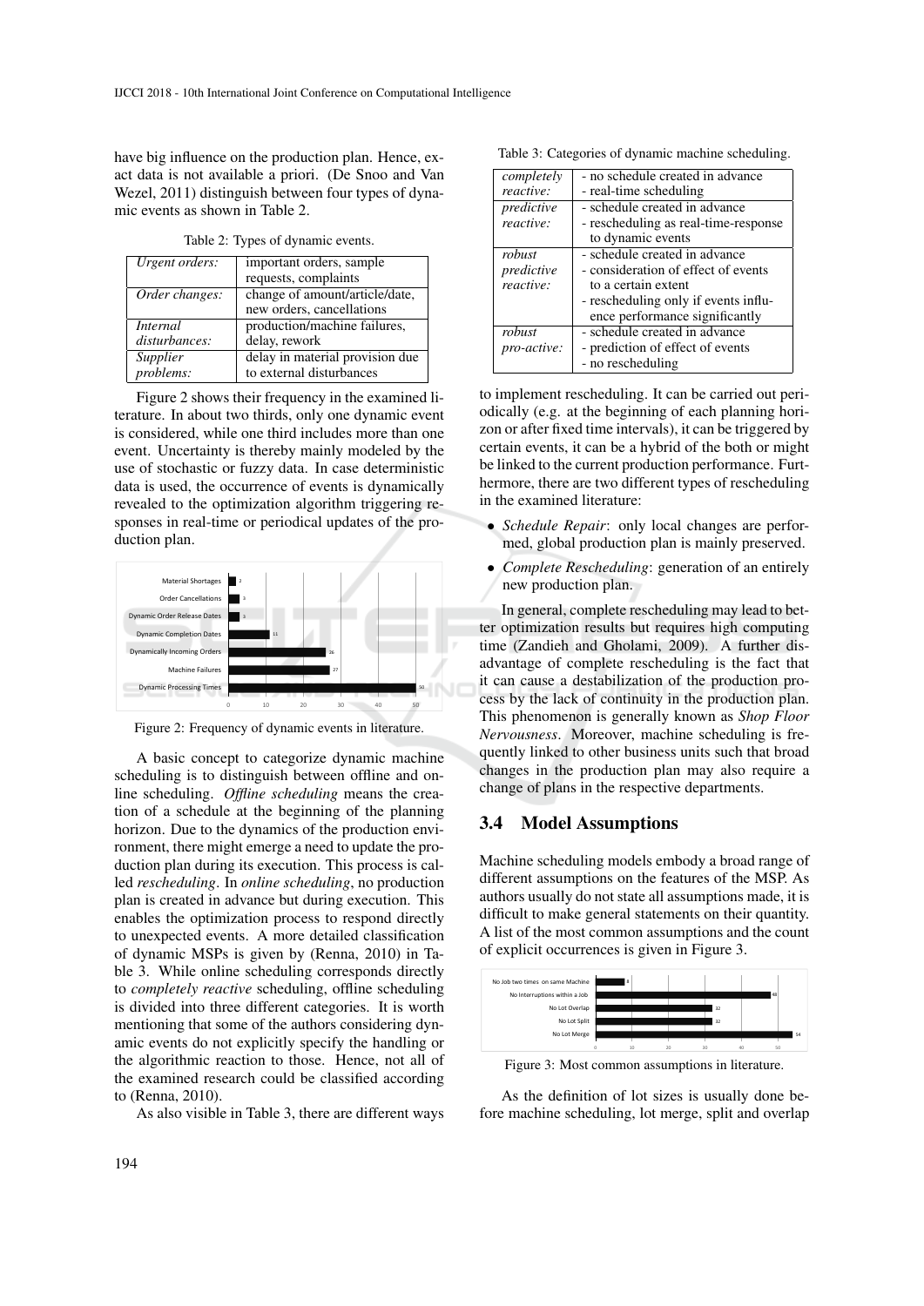have big influence on the production plan. Hence, exact data is not available a priori. (De Snoo and Van Wezel, 2011) distinguish between four types of dynamic events as shown in Table 2.

Table 2: Types of dynamic events.

| | |
|---|---|
| *Urgent orders:* | important orders, sample requests, complaints |
| *Order changes:* | change of amount/article/date, new orders, cancellations |
| *Internal disturbances:* | production/machine failures, delay, rework |
| *Supplier problems:* | delay in material provision due to external disturbances |

Figure 2 shows their frequency in the examined literature. In about two thirds, only one dynamic event is considered, while one third includes more than one event. Uncertainty is thereby mainly modeled by the use of stochastic or fuzzy data. In case deterministic data is used, the occurrence of events is dynamically revealed to the optimization algorithm triggering responses in real-time or periodical updates of the production plan.

| Dynamic event | Frequency |
|---|---|
| Material Shortages | 2 |
| Order Cancellations | 3 |
| Dynamic Order Release Dates | 3 |
| Dynamic Completion Dates | 11 |
| Dynamically Incoming Orders | 26 |
| Machine Failures | 27 |
| Dynamic Processing Times | 50 |

Figure 2: Frequency of dynamic events in literature.

A basic concept to categorize dynamic machine scheduling is to distinguish between offline and online scheduling. *Offline scheduling* means the creation of a schedule at the beginning of the planning horizon. Due to the dynamics of the production environment, there might emerge a need to update the production plan during its execution. This process is called *rescheduling*. In *online scheduling*, no production plan is created in advance but during execution. This enables the optimization process to respond directly to unexpected events. A more detailed classification of dynamic MSPs is given by (Renna, 2010) in Table 3. While online scheduling corresponds directly to *completely reactive* scheduling, offline scheduling is divided into three different categories. It is worth mentioning that some of the authors considering dynamic events do not explicitly specify the handling or the algorithmic reaction to those. Hence, not all of the examined research could be classified according to (Renna, 2010).

As also visible in Table 3, there are different ways

Table 3: Categories of dynamic machine scheduling.

| | |
|---|---|
| *completely reactive:* | - no schedule created in advance<br>- real-time scheduling |
| *predictive reactive:* | - schedule created in advance<br>- rescheduling as real-time-response to dynamic events |
| *robust predictive reactive:* | - schedule created in advance<br>- consideration of effect of events to a certain extent<br>- rescheduling only if events influence performance significantly |
| *robust pro-active:* | - schedule created in advance<br>- prediction of effect of events<br>- no rescheduling |

to implement rescheduling. It can be carried out periodically (e.g. at the beginning of each planning horizon or after fixed time intervals), it can be triggered by certain events, it can be a hybrid of the both or might be linked to the current production performance. Furthermore, there are two different types of rescheduling in the examined literature:

- *Schedule Repair*: only local changes are performed, global production plan is mainly preserved.
- *Complete Rescheduling*: generation of an entirely new production plan.

In general, complete rescheduling may lead to better optimization results but requires high computing time (Zandieh and Gholami, 2009). A further disadvantage of complete rescheduling is the fact that it can cause a destabilization of the production process by the lack of continuity in the production plan. This phenomenon is generally known as *Shop Floor Nervousness*. Moreover, machine scheduling is frequently linked to other business units such that broad changes in the production plan may also require a change of plans in the respective departments.

## 3.4 Model Assumptions

Machine scheduling models embody a broad range of different assumptions on the features of the MSP. As authors usually do not state all assumptions made, it is difficult to make general statements on their quantity. A list of the most common assumptions and the count of explicit occurrences is given in Figure 3.

| Assumption | Count |
|---|---|
| No Job two times on same Machine | 8 |
| No Interruptions within a Job | 48 |
| No Lot Overlap | 32 |
| No Lot Split | 32 |
| No Lot Merge | 54 |

Figure 3: Most common assumptions in literature.

As the definition of lot sizes is usually done before machine scheduling, lot merge, split and overlap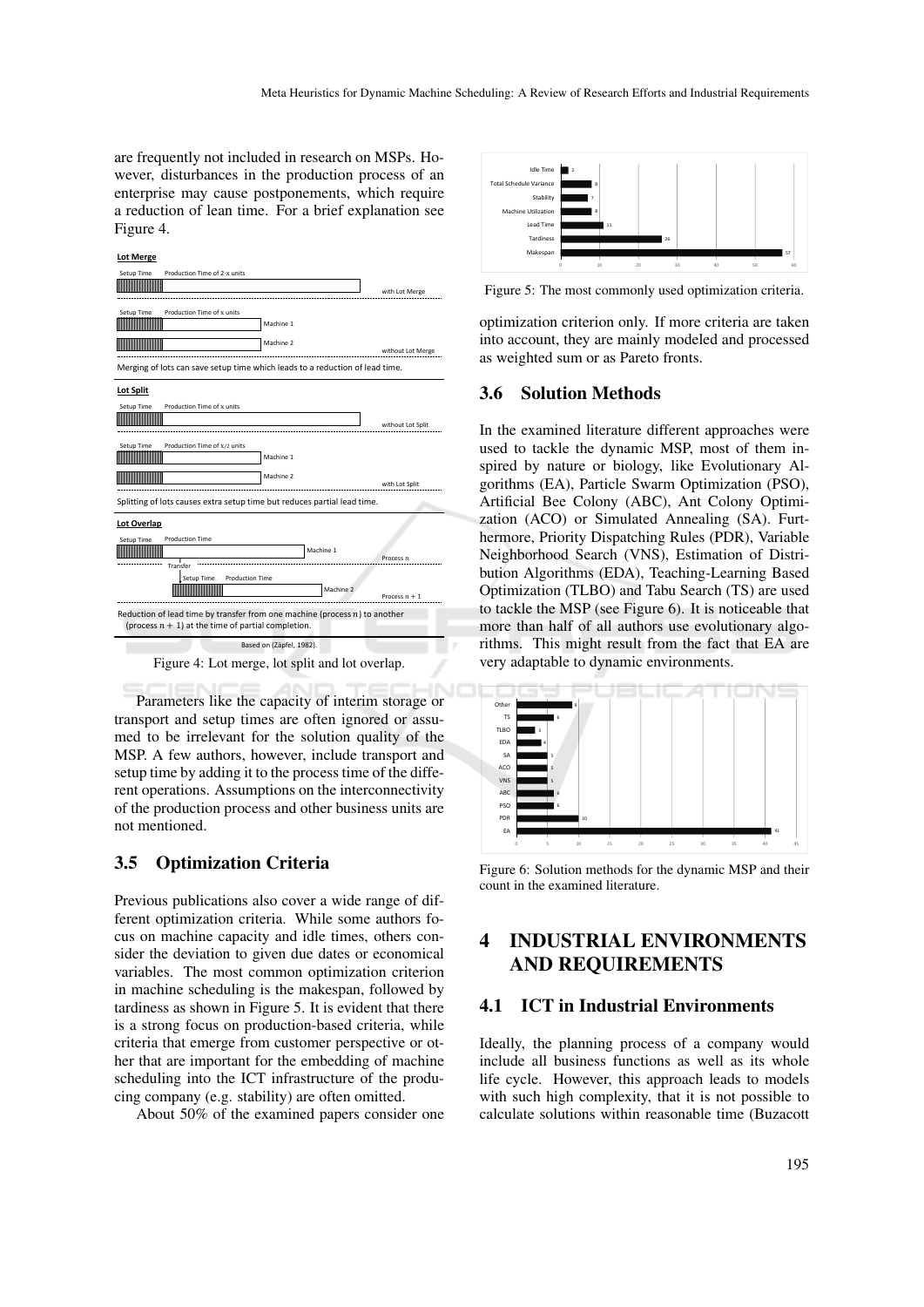are frequently not included in research on MSPs. However, disturbances in the production process of an enterprise may cause postponements, which require a reduction of lean time. For a brief explanation see Figure 4.

Figure 4: Lot merge, lot split and lot overlap.

Parameters like the capacity of interim storage or transport and setup times are often ignored or assumed to be irrelevant for the solution quality of the MSP. A few authors, however, include transport and setup time by adding it to the process time of the different operations. Assumptions on the interconnectivity of the production process and other business units are not mentioned.

### 3.5 Optimization Criteria

Previous publications also cover a wide range of different optimization criteria. While some authors focus on machine capacity and idle times, others consider the deviation to given due dates or economical variables. The most common optimization criterion in machine scheduling is the makespan, followed by tardiness as shown in Figure 5. It is evident that there is a strong focus on production-based criteria, while criteria that emerge from customer perspective or other that are important for the embedding of machine scheduling into the ICT infrastructure of the producing company (e.g. stability) are often omitted.

About 50% of the examined papers consider one optimization criterion only. If more criteria are taken into account, they are mainly modeled and processed as weighted sum or as Pareto fronts.

Figure 5: The most commonly used optimization criteria.

### 3.6 Solution Methods

In the examined literature different approaches were used to tackle the dynamic MSP, most of them inspired by nature or biology, like Evolutionary Algorithms (EA), Particle Swarm Optimization (PSO), Artificial Bee Colony (ABC), Ant Colony Optimization (ACO) or Simulated Annealing (SA). Furthermore, Priority Dispatching Rules (PDR), Variable Neighborhood Search (VNS), Estimation of Distribution Algorithms (EDA), Teaching-Learning Based Optimization (TLBO) and Tabu Search (TS) are used to tackle the MSP (see Figure 6). It is noticeable that more than half of all authors use evolutionary algorithms. This might result from the fact that EA are very adaptable to dynamic environments.

Figure 6: Solution methods for the dynamic MSP and their count in the examined literature.

## 4 INDUSTRIAL ENVIRONMENTS AND REQUIREMENTS

### 4.1 ICT in Industrial Environments

Ideally, the planning process of a company would include all business functions as well as its whole life cycle. However, this approach leads to models with such high complexity, that it is not possible to calculate solutions within reasonable time (Buzacott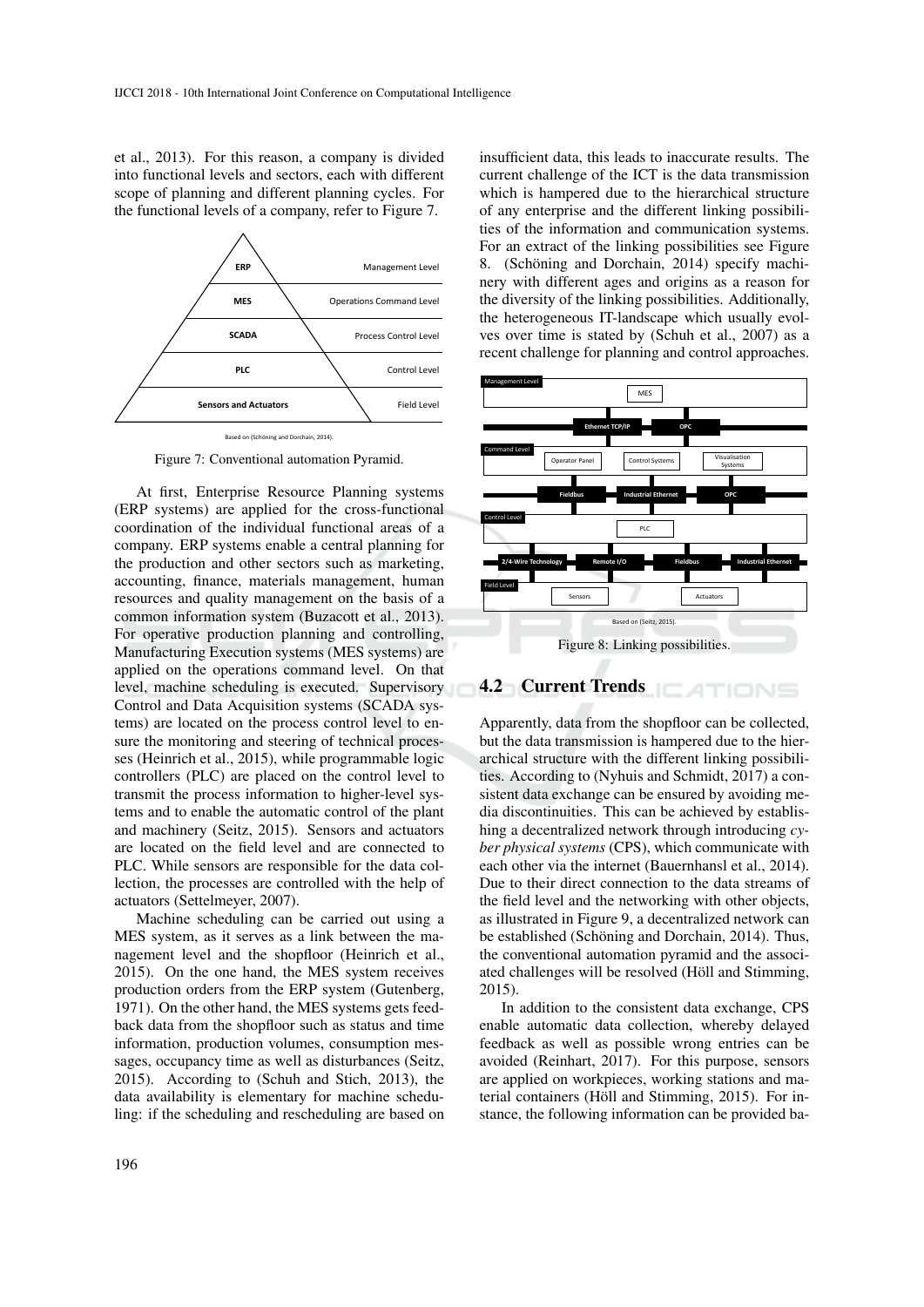et al., 2013). For this reason, a company is divided into functional levels and sectors, each with different scope of planning and different planning cycles. For the functional levels of a company, refer to Figure 7.

Figure 7: Conventional automation Pyramid.

At first, Enterprise Resource Planning systems (ERP systems) are applied for the cross-functional coordination of the individual functional areas of a company. ERP systems enable a central planning for the production and other sectors such as marketing, accounting, finance, materials management, human resources and quality management on the basis of a common information system (Buzacott et al., 2013). For operative production planning and controlling, Manufacturing Execution systems (MES systems) are applied on the operations command level. On that level, machine scheduling is executed. Supervisory Control and Data Acquisition systems (SCADA systems) are located on the process control level to ensure the monitoring and steering of technical processes (Heinrich et al., 2015), while programmable logic controllers (PLC) are placed on the control level to transmit the process information to higher-level systems and to enable the automatic control of the plant and machinery (Seitz, 2015). Sensors and actuators are located on the field level and are connected to PLC. While sensors are responsible for the data collection, the processes are controlled with the help of actuators (Settelmeyer, 2007).

Machine scheduling can be carried out using a MES system, as it serves as a link between the management level and the shopfloor (Heinrich et al., 2015). On the one hand, the MES system receives production orders from the ERP system (Gutenberg, 1971). On the other hand, the MES systems gets feedback data from the shopfloor such as status and time information, production volumes, consumption messages, occupancy time as well as disturbances (Seitz, 2015). According to (Schuh and Stich, 2013), the data availability is elementary for machine scheduling: if the scheduling and rescheduling are based on insufficient data, this leads to inaccurate results. The current challenge of the ICT is the data transmission which is hampered due to the hierarchical structure of any enterprise and the different linking possibilities of the information and communication systems. For an extract of the linking possibilities see Figure 8. (Schöning and Dorchain, 2014) specify machinery with different ages and origins as a reason for the diversity of the linking possibilities. Additionally, the heterogeneous IT-landscape which usually evolves over time is stated by (Schuh et al., 2007) as a recent challenge for planning and control approaches.

Figure 8: Linking possibilities.

## 4.2 Current Trends

Apparently, data from the shopfloor can be collected, but the data transmission is hampered due to the hierarchical structure with the different linking possibilities. According to (Nyhuis and Schmidt, 2017) a consistent data exchange can be ensured by avoiding media discontinuities. This can be achieved by establishing a decentralized network through introducing *cyber physical systems* (CPS), which communicate with each other via the internet (Bauernhansl et al., 2014). Due to their direct connection to the data streams of the field level and the networking with other objects, as illustrated in Figure 9, a decentralized network can be established (Schöning and Dorchain, 2014). Thus, the conventional automation pyramid and the associated challenges will be resolved (Höll and Stimming, 2015).

In addition to the consistent data exchange, CPS enable automatic data collection, whereby delayed feedback as well as possible wrong entries can be avoided (Reinhart, 2017). For this purpose, sensors are applied on workpieces, working stations and material containers (Höll and Stimming, 2015). For instance, the following information can be provided ba-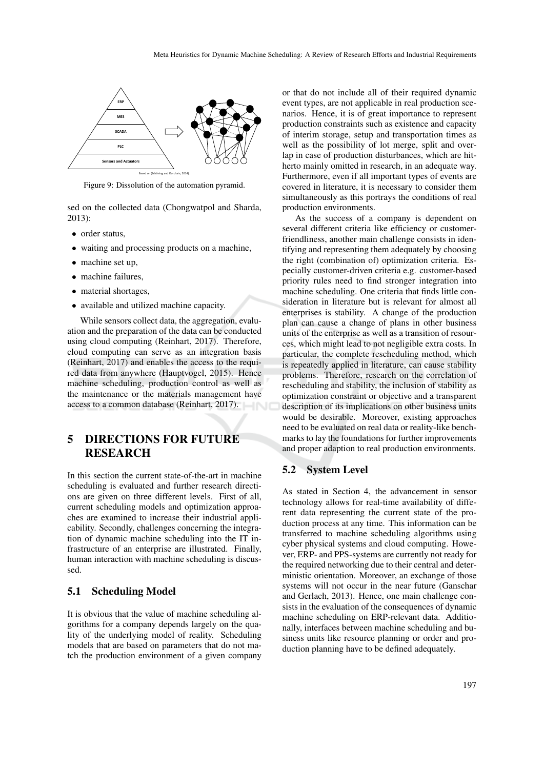Figure 9: Dissolution of the automation pyramid.

sed on the collected data (Chongwatpol and Sharda, 2013):

- order status,
- waiting and processing products on a machine,
- machine set up,
- machine failures,
- material shortages,
- available and utilized machine capacity.

While sensors collect data, the aggregation, evaluation and the preparation of the data can be conducted using cloud computing (Reinhart, 2017). Therefore, cloud computing can serve as an integration basis (Reinhart, 2017) and enables the access to the required data from anywhere (Hauptvogel, 2015). Hence machine scheduling, production control as well as the maintenance or the materials management have access to a common database (Reinhart, 2017).

# 5 DIRECTIONS FOR FUTURE RESEARCH

In this section the current state-of-the-art in machine scheduling is evaluated and further research directions are given on three different levels. First of all, current scheduling models and optimization approaches are examined to increase their industrial applicability. Secondly, challenges concerning the integration of dynamic machine scheduling into the IT infrastructure of an enterprise are illustrated. Finally, human interaction with machine scheduling is discussed.

## 5.1 Scheduling Model

It is obvious that the value of machine scheduling algorithms for a company depends largely on the quality of the underlying model of reality. Scheduling models that are based on parameters that do not match the production environment of a given company or that do not include all of their required dynamic event types, are not applicable in real production scenarios. Hence, it is of great importance to represent production constraints such as existence and capacity of interim storage, setup and transportation times as well as the possibility of lot merge, split and overlap in case of production disturbances, which are hitherto mainly omitted in research, in an adequate way. Furthermore, even if all important types of events are covered in literature, it is necessary to consider them simultaneously as this portrays the conditions of real production environments.

As the success of a company is dependent on several different criteria like efficiency or customer-friendliness, another main challenge consists in identifying and representing them adequately by choosing the right (combination of) optimization criteria. Especially customer-driven criteria e.g. customer-based priority rules need to find stronger integration into machine scheduling. One criteria that finds little consideration in literature but is relevant for almost all enterprises is stability. A change of the production plan can cause a change of plans in other business units of the enterprise as well as a transition of resources, which might lead to not negligible extra costs. In particular, the complete rescheduling method, which is repeatedly applied in literature, can cause stability problems. Therefore, research on the correlation of rescheduling and stability, the inclusion of stability as optimization constraint or objective and a transparent description of its implications on other business units would be desirable. Moreover, existing approaches need to be evaluated on real data or reality-like benchmarks to lay the foundations for further improvements and proper adaption to real production environments.

## 5.2 System Level

As stated in Section 4, the advancement in sensor technology allows for real-time availability of different data representing the current state of the production process at any time. This information can be transferred to machine scheduling algorithms using cyber physical systems and cloud computing. However, ERP- and PPS-systems are currently not ready for the required networking due to their central and deterministic orientation. Moreover, an exchange of those systems will not occur in the near future (Ganschar and Gerlach, 2013). Hence, one main challenge consists in the evaluation of the consequences of dynamic machine scheduling on ERP-relevant data. Additionally, interfaces between machine scheduling and business units like resource planning or order and production planning have to be defined adequately.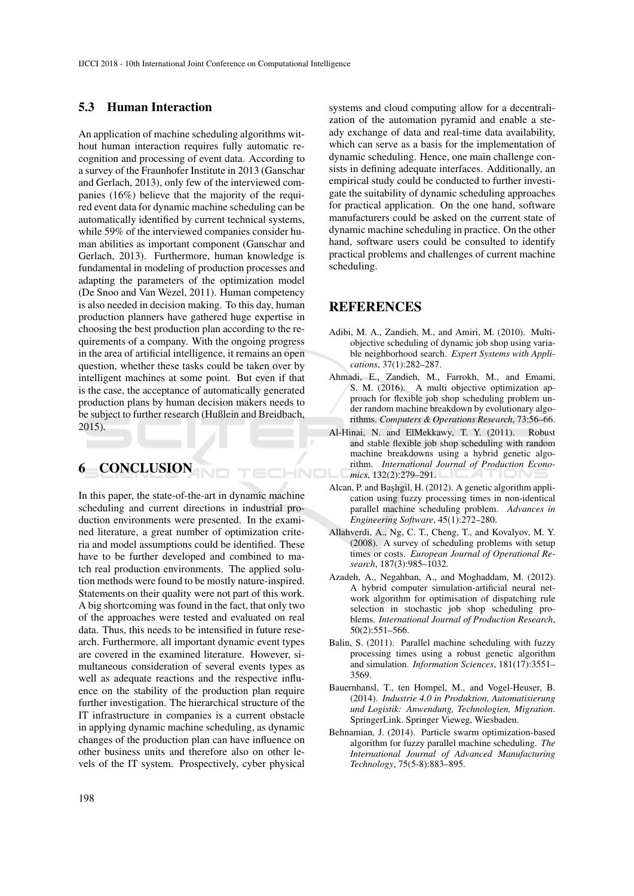### 5.3 Human Interaction

An application of machine scheduling algorithms without human interaction requires fully automatic recognition and processing of event data. According to a survey of the Fraunhofer Institute in 2013 (Ganschar and Gerlach, 2013), only few of the interviewed companies (16%) believe that the majority of the required event data for dynamic machine scheduling can be automatically identified by current technical systems, while 59% of the interviewed companies consider human abilities as important component (Ganschar and Gerlach, 2013). Furthermore, human knowledge is fundamental in modeling of production processes and adapting the parameters of the optimization model (De Snoo and Van Wezel, 2011). Human competency is also needed in decision making. To this day, human production planners have gathered huge expertise in choosing the best production plan according to the requirements of a company. With the ongoing progress in the area of artificial intelligence, it remains an open question, whether these tasks could be taken over by intelligent machines at some point. But even if that is the case, the acceptance of automatically generated production plans by human decision makers needs to be subject to further research (Hußlein and Breidbach, 2015).

## 6 CONCLUSION

In this paper, the state-of-the-art in dynamic machine scheduling and current directions in industrial production environments were presented. In the examined literature, a great number of optimization criteria and model assumptions could be identified. These have to be further developed and combined to match real production environments. The applied solution methods were found to be mostly nature-inspired. Statements on their quality were not part of this work. A big shortcoming was found in the fact, that only two of the approaches were tested and evaluated on real data. Thus, this needs to be intensified in future research. Furthermore, all important dynamic event types are covered in the examined literature. However, simultaneous consideration of several events types as well as adequate reactions and the respective influence on the stability of the production plan require further investigation. The hierarchical structure of the IT infrastructure in companies is a current obstacle in applying dynamic machine scheduling, as dynamic changes of the production plan can have influence on other business units and therefore also on other levels of the IT system. Prospectively, cyber physical systems and cloud computing allow for a decentralization of the automation pyramid and enable a steady exchange of data and real-time data availability, which can serve as a basis for the implementation of dynamic scheduling. Hence, one main challenge consists in defining adequate interfaces. Additionally, an empirical study could be conducted to further investigate the suitability of dynamic scheduling approaches for practical application. On the one hand, software manufacturers could be asked on the current state of dynamic machine scheduling in practice. On the other hand, software users could be consulted to identify practical problems and challenges of current machine scheduling.

## REFERENCES

Adibi, M. A., Zandieh, M., and Amiri, M. (2010). Multi-objective scheduling of dynamic job shop using variable neighborhood search. *Expert Systems with Applications*, 37(1):282–287.

Ahmadi, E., Zandieh, M., Farrokh, M., and Emami, S. M. (2016). A multi objective optimization approach for flexible job shop scheduling problem under random machine breakdown by evolutionary algorithms. *Computers & Operations Research*, 73:56–66.

Al-Hinai, N. and ElMekkawy, T. Y. (2011). Robust and stable flexible job shop scheduling with random machine breakdowns using a hybrid genetic algorithm. *International Journal of Production Economics*, 132(2):279–291.

Alcan, P. and Başlıgil, H. (2012). A genetic algorithm application using fuzzy processing times in non-identical parallel machine scheduling problem. *Advances in Engineering Software*, 45(1):272–280.

Allahverdi, A., Ng, C. T., Cheng, T., and Kovalyov, M. Y. (2008). A survey of scheduling problems with setup times or costs. *European Journal of Operational Research*, 187(3):985–1032.

Azadeh, A., Negahban, A., and Moghaddam, M. (2012). A hybrid computer simulation-artificial neural network algorithm for optimisation of dispatching rule selection in stochastic job shop scheduling problems. *International Journal of Production Research*, 50(2):551–566.

Balin, S. (2011). Parallel machine scheduling with fuzzy processing times using a robust genetic algorithm and simulation. *Information Sciences*, 181(17):3551–3569.

Bauernhansl, T., ten Hompel, M., and Vogel-Heuser, B. (2014). *Industrie 4.0 in Produktion, Automatisierung und Logistik: Anwendung, Technologien, Migration*. SpringerLink. Springer Vieweg, Wiesbaden.

Behnamian, J. (2014). Particle swarm optimization-based algorithm for fuzzy parallel machine scheduling. *The International Journal of Advanced Manufacturing Technology*, 75(5-8):883–895.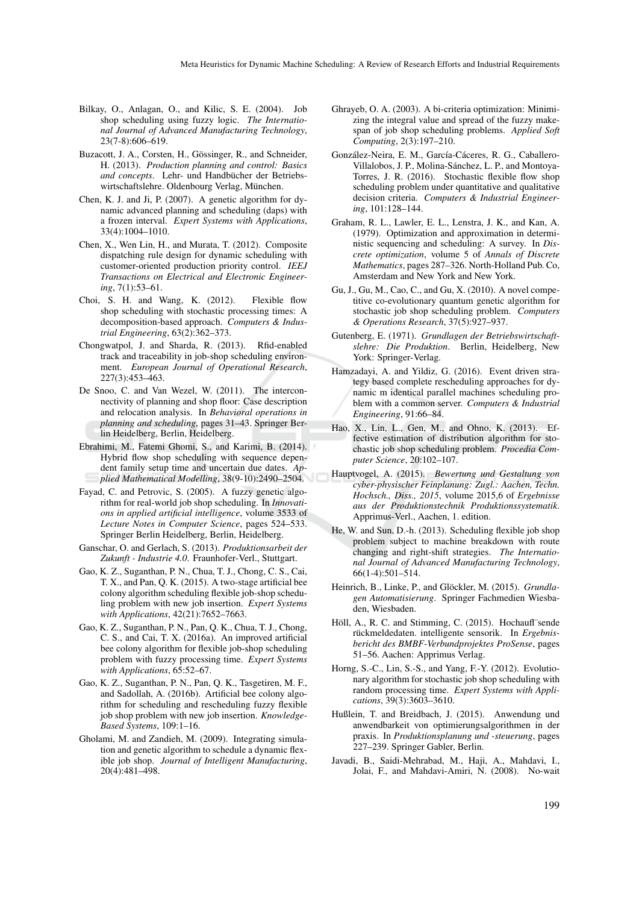Bilkay, O., Anlagan, O., and Kilic, S. E. (2004). Job shop scheduling using fuzzy logic. *The International Journal of Advanced Manufacturing Technology*, 23(7-8):606–619.

Buzacott, J. A., Corsten, H., Gössinger, R., and Schneider, H. (2013). *Production planning and control: Basics and concepts*. Lehr- und Handbücher der Betriebswirtschaftslehre. Oldenbourg Verlag, München.

Chen, K. J. and Ji, P. (2007). A genetic algorithm for dynamic advanced planning and scheduling (daps) with a frozen interval. *Expert Systems with Applications*, 33(4):1004–1010.

Chen, X., Wen Lin, H., and Murata, T. (2012). Composite dispatching rule design for dynamic scheduling with customer-oriented production priority control. *IEEJ Transactions on Electrical and Electronic Engineering*, 7(1):53–61.

Choi, S. H. and Wang, K. (2012). Flexible flow shop scheduling with stochastic processing times: A decomposition-based approach. *Computers & Industrial Engineering*, 63(2):362–373.

Chongwatpol, J. and Sharda, R. (2013). Rfid-enabled track and traceability in job-shop scheduling environment. *European Journal of Operational Research*, 227(3):453–463.

De Snoo, C. and Van Wezel, W. (2011). The interconnectivity of planning and shop floor: Case description and relocation analysis. In *Behavioral operations in planning and scheduling*, pages 31–43. Springer Berlin Heidelberg, Berlin, Heidelberg.

Ebrahimi, M., Fatemi Ghomi, S., and Karimi, B. (2014). Hybrid flow shop scheduling with sequence dependent family setup time and uncertain due dates. *Applied Mathematical Modelling*, 38(9-10):2490–2504.

Fayad, C. and Petrovic, S. (2005). A fuzzy genetic algorithm for real-world job shop scheduling. In *Innovations in applied artificial intelligence*, volume 3533 of *Lecture Notes in Computer Science*, pages 524–533. Springer Berlin Heidelberg, Berlin, Heidelberg.

Ganschar, O. and Gerlach, S. (2013). *Produktionsarbeit der Zukunft - Industrie 4.0*. Fraunhofer-Verl., Stuttgart.

Gao, K. Z., Suganthan, P. N., Chua, T. J., Chong, C. S., Cai, T. X., and Pan, Q. K. (2015). A two-stage artificial bee colony algorithm scheduling flexible job-shop scheduling problem with new job insertion. *Expert Systems with Applications*, 42(21):7652–7663.

Gao, K. Z., Suganthan, P. N., Pan, Q. K., Chua, T. J., Chong, C. S., and Cai, T. X. (2016a). An improved artificial bee colony algorithm for flexible job-shop scheduling problem with fuzzy processing time. *Expert Systems with Applications*, 65:52–67.

Gao, K. Z., Suganthan, P. N., Pan, Q. K., Tasgetiren, M. F., and Sadollah, A. (2016b). Artificial bee colony algorithm for scheduling and rescheduling fuzzy flexible job shop problem with new job insertion. *Knowledge-Based Systems*, 109:1–16.

Gholami, M. and Zandieh, M. (2009). Integrating simulation and genetic algorithm to schedule a dynamic flexible job shop. *Journal of Intelligent Manufacturing*, 20(4):481–498.

Ghrayeb, O. A. (2003). A bi-criteria optimization: Minimizing the integral value and spread of the fuzzy makespan of job shop scheduling problems. *Applied Soft Computing*, 2(3):197–210.

González-Neira, E. M., García-Cáceres, R. G., Caballero-Villalobos, J. P., Molina-Sánchez, L. P., and Montoya-Torres, J. R. (2016). Stochastic flexible flow shop scheduling problem under quantitative and qualitative decision criteria. *Computers & Industrial Engineering*, 101:128–144.

Graham, R. L., Lawler, E. L., Lenstra, J. K., and Kan, A. (1979). Optimization and approximation in deterministic sequencing and scheduling: A survey. In *Discrete optimization*, volume 5 of *Annals of Discrete Mathematics*, pages 287–326. North-Holland Pub. Co, Amsterdam and New York and New York.

Gu, J., Gu, M., Cao, C., and Gu, X. (2010). A novel competitive co-evolutionary quantum genetic algorithm for stochastic job shop scheduling problem. *Computers & Operations Research*, 37(5):927–937.

Gutenberg, E. (1971). *Grundlagen der Betriebswirtschaftslehre: Die Produktion*. Berlin, Heidelberg, New York: Springer-Verlag.

Hamzadayi, A. and Yildiz, G. (2016). Event driven strategy based complete rescheduling approaches for dynamic m identical parallel machines scheduling problem with a common server. *Computers & Industrial Engineering*, 91:66–84.

Hao, X., Lin, L., Gen, M., and Ohno, K. (2013). Effective estimation of distribution algorithm for stochastic job shop scheduling problem. *Procedia Computer Science*, 20:102–107.

Hauptvogel, A. (2015). *Bewertung und Gestaltung von cyber-physischer Feinplanung: Zugl.: Aachen, Techn. Hochsch., Diss., 2015*, volume 2015,6 of *Ergebnisse aus der Produktionstechnik Produktionssystematik*. Apprimus-Verl., Aachen, 1. edition.

He, W. and Sun, D.-h. (2013). Scheduling flexible job shop problem subject to machine breakdown with route changing and right-shift strategies. *The International Journal of Advanced Manufacturing Technology*, 66(1-4):501–514.

Heinrich, B., Linke, P., and Glöckler, M. (2015). *Grundlagen Automatisierung*. Springer Fachmedien Wiesbaden, Wiesbaden.

Höll, A., R. C. and Stimming, C. (2015). Hochaufl¨sende rückmeldedaten. intelligente sensorik. In *Ergebnisbericht des BMBF-Verbundprojektes ProSense*, pages 51–56. Aachen: Apprimus Verlag.

Horng, S.-C., Lin, S.-S., and Yang, F.-Y. (2012). Evolutionary algorithm for stochastic job shop scheduling with random processing time. *Expert Systems with Applications*, 39(3):3603–3610.

Hußlein, T. and Breidbach, J. (2015). Anwendung und anwendbarkeit von optimierungsalgorithmen in der praxis. In *Produktionsplanung und -steuerung*, pages 227–239. Springer Gabler, Berlin.

Javadi, B., Saidi-Mehrabad, M., Haji, A., Mahdavi, I., Jolai, F., and Mahdavi-Amiri, N. (2008). No-wait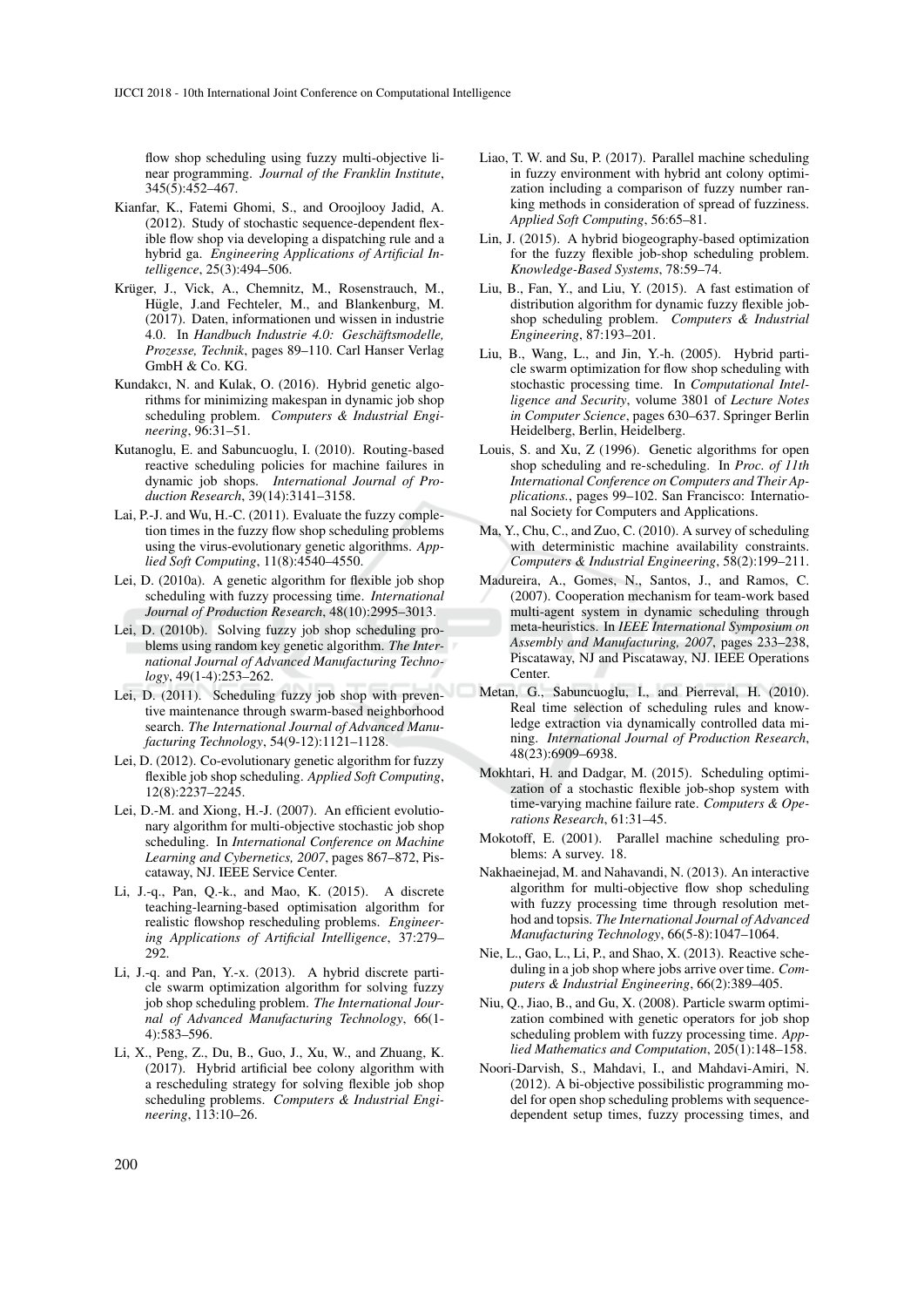flow shop scheduling using fuzzy multi-objective linear programming. *Journal of the Franklin Institute*, 345(5):452–467.

Kianfar, K., Fatemi Ghomi, S., and Oroojlooy Jadid, A. (2012). Study of stochastic sequence-dependent flexible flow shop via developing a dispatching rule and a hybrid ga. *Engineering Applications of Artificial Intelligence*, 25(3):494–506.

Krüger, J., Vick, A., Chemnitz, M., Rosenstrauch, M., Hügle, J.and Fechteler, M., and Blankenburg, M. (2017). Daten, informationen und wissen in industrie 4.0. In *Handbuch Industrie 4.0: Geschäftsmodelle, Prozesse, Technik*, pages 89–110. Carl Hanser Verlag GmbH & Co. KG.

Kundakcı, N. and Kulak, O. (2016). Hybrid genetic algorithms for minimizing makespan in dynamic job shop scheduling problem. *Computers & Industrial Engineering*, 96:31–51.

Kutanoglu, E. and Sabuncuoglu, I. (2010). Routing-based reactive scheduling policies for machine failures in dynamic job shops. *International Journal of Production Research*, 39(14):3141–3158.

Lai, P.-J. and Wu, H.-C. (2011). Evaluate the fuzzy completion times in the fuzzy flow shop scheduling problems using the virus-evolutionary genetic algorithms. *Applied Soft Computing*, 11(8):4540–4550.

Lei, D. (2010a). A genetic algorithm for flexible job shop scheduling with fuzzy processing time. *International Journal of Production Research*, 48(10):2995–3013.

Lei, D. (2010b). Solving fuzzy job shop scheduling problems using random key genetic algorithm. *The International Journal of Advanced Manufacturing Technology*, 49(1-4):253–262.

Lei, D. (2011). Scheduling fuzzy job shop with preventive maintenance through swarm-based neighborhood search. *The International Journal of Advanced Manufacturing Technology*, 54(9-12):1121–1128.

Lei, D. (2012). Co-evolutionary genetic algorithm for fuzzy flexible job shop scheduling. *Applied Soft Computing*, 12(8):2237–2245.

Lei, D.-M. and Xiong, H.-J. (2007). An efficient evolutionary algorithm for multi-objective stochastic job shop scheduling. In *International Conference on Machine Learning and Cybernetics, 2007*, pages 867–872, Piscataway, NJ. IEEE Service Center.

Li, J.-q., Pan, Q.-k., and Mao, K. (2015). A discrete teaching-learning-based optimisation algorithm for realistic flowshop rescheduling problems. *Engineering Applications of Artificial Intelligence*, 37:279–292.

Li, J.-q. and Pan, Y.-x. (2013). A hybrid discrete particle swarm optimization algorithm for solving fuzzy job shop scheduling problem. *The International Journal of Advanced Manufacturing Technology*, 66(1-4):583–596.

Li, X., Peng, Z., Du, B., Guo, J., Xu, W., and Zhuang, K. (2017). Hybrid artificial bee colony algorithm with a rescheduling strategy for solving flexible job shop scheduling problems. *Computers & Industrial Engineering*, 113:10–26.

Liao, T. W. and Su, P. (2017). Parallel machine scheduling in fuzzy environment with hybrid ant colony optimization including a comparison of fuzzy number ranking methods in consideration of spread of fuzziness. *Applied Soft Computing*, 56:65–81.

Lin, J. (2015). A hybrid biogeography-based optimization for the fuzzy flexible job-shop scheduling problem. *Knowledge-Based Systems*, 78:59–74.

Liu, B., Fan, Y., and Liu, Y. (2015). A fast estimation of distribution algorithm for dynamic fuzzy flexible job-shop scheduling problem. *Computers & Industrial Engineering*, 87:193–201.

Liu, B., Wang, L., and Jin, Y.-h. (2005). Hybrid particle swarm optimization for flow shop scheduling with stochastic processing time. In *Computational Intelligence and Security*, volume 3801 of *Lecture Notes in Computer Science*, pages 630–637. Springer Berlin Heidelberg, Berlin, Heidelberg.

Louis, S. and Xu, Z (1996). Genetic algorithms for open shop scheduling and re-scheduling. In *Proc. of 11th International Conference on Computers and Their Applications.*, pages 99–102. San Francisco: International Society for Computers and Applications.

Ma, Y., Chu, C., and Zuo, C. (2010). A survey of scheduling with deterministic machine availability constraints. *Computers & Industrial Engineering*, 58(2):199–211.

Madureira, A., Gomes, N., Santos, J., and Ramos, C. (2007). Cooperation mechanism for team-work based multi-agent system in dynamic scheduling through meta-heuristics. In *IEEE International Symposium on Assembly and Manufacturing, 2007*, pages 233–238, Piscataway, NJ and Piscataway, NJ. IEEE Operations Center.

Metan, G., Sabuncuoglu, I., and Pierreval, H. (2010). Real time selection of scheduling rules and knowledge extraction via dynamically controlled data mining. *International Journal of Production Research*, 48(23):6909–6938.

Mokhtari, H. and Dadgar, M. (2015). Scheduling optimization of a stochastic flexible job-shop system with time-varying machine failure rate. *Computers & Operations Research*, 61:31–45.

Mokotoff, E. (2001). Parallel machine scheduling problems: A survey. 18.

Nakhaeinejad, M. and Nahavandi, N. (2013). An interactive algorithm for multi-objective flow shop scheduling with fuzzy processing time through resolution method and topsis. *The International Journal of Advanced Manufacturing Technology*, 66(5-8):1047–1064.

Nie, L., Gao, L., Li, P., and Shao, X. (2013). Reactive scheduling in a job shop where jobs arrive over time. *Computers & Industrial Engineering*, 66(2):389–405.

Niu, Q., Jiao, B., and Gu, X. (2008). Particle swarm optimization combined with genetic operators for job shop scheduling problem with fuzzy processing time. *Applied Mathematics and Computation*, 205(1):148–158.

Noori-Darvish, S., Mahdavi, I., and Mahdavi-Amiri, N. (2012). A bi-objective possibilistic programming model for open shop scheduling problems with sequence-dependent setup times, fuzzy processing times, and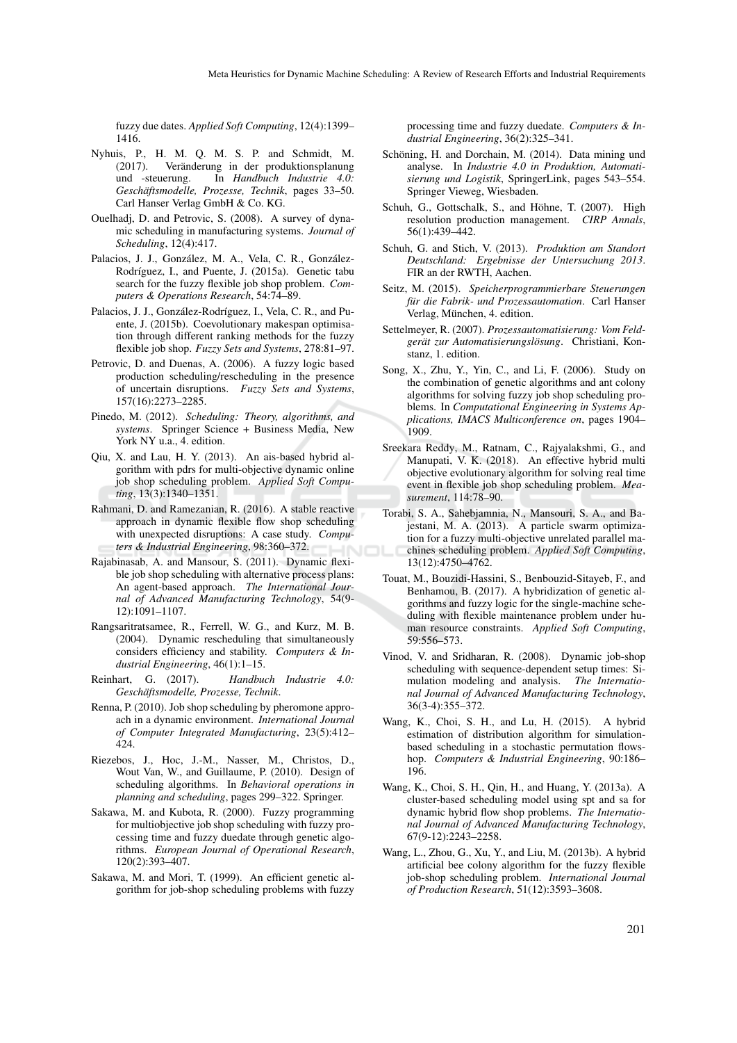fuzzy due dates. *Applied Soft Computing*, 12(4):1399–1416.

Nyhuis, P., H. M. Q. M. S. P. and Schmidt, M. (2017). Veränderung in der produktionsplanung und -steuerung. In *Handbuch Industrie 4.0: Geschäftsmodelle, Prozesse, Technik*, pages 33–50. Carl Hanser Verlag GmbH & Co. KG.

Ouelhadj, D. and Petrovic, S. (2008). A survey of dynamic scheduling in manufacturing systems. *Journal of Scheduling*, 12(4):417.

Palacios, J. J., González, M. A., Vela, C. R., González-Rodríguez, I., and Puente, J. (2015a). Genetic tabu search for the fuzzy flexible job shop problem. *Computers & Operations Research*, 54:74–89.

Palacios, J. J., González-Rodríguez, I., Vela, C. R., and Puente, J. (2015b). Coevolutionary makespan optimisation through different ranking methods for the fuzzy flexible job shop. *Fuzzy Sets and Systems*, 278:81–97.

Petrovic, D. and Duenas, A. (2006). A fuzzy logic based production scheduling/rescheduling in the presence of uncertain disruptions. *Fuzzy Sets and Systems*, 157(16):2273–2285.

Pinedo, M. (2012). *Scheduling: Theory, algorithms, and systems*. Springer Science + Business Media, New York NY u.a., 4. edition.

Qiu, X. and Lau, H. Y. (2013). An ais-based hybrid algorithm with pdrs for multi-objective dynamic online job shop scheduling problem. *Applied Soft Computing*, 13(3):1340–1351.

Rahmani, D. and Ramezanian, R. (2016). A stable reactive approach in dynamic flexible flow shop scheduling with unexpected disruptions: A case study. *Computers & Industrial Engineering*, 98:360–372.

Rajabinasab, A. and Mansour, S. (2011). Dynamic flexible job shop scheduling with alternative process plans: An agent-based approach. *The International Journal of Advanced Manufacturing Technology*, 54(9-12):1091–1107.

Rangsaritratsamee, R., Ferrell, W. G., and Kurz, M. B. (2004). Dynamic rescheduling that simultaneously considers efficiency and stability. *Computers & Industrial Engineering*, 46(1):1–15.

Reinhart, G. (2017). *Handbuch Industrie 4.0: Geschäftsmodelle, Prozesse, Technik*.

Renna, P. (2010). Job shop scheduling by pheromone approach in a dynamic environment. *International Journal of Computer Integrated Manufacturing*, 23(5):412–424.

Riezebos, J., Hoc, J.-M., Nasser, M., Christos, D., Wout Van, W., and Guillaume, P. (2010). Design of scheduling algorithms. In *Behavioral operations in planning and scheduling*, pages 299–322. Springer.

Sakawa, M. and Kubota, R. (2000). Fuzzy programming for multiobjective job shop scheduling with fuzzy processing time and fuzzy duedate through genetic algorithms. *European Journal of Operational Research*, 120(2):393–407.

Sakawa, M. and Mori, T. (1999). An efficient genetic algorithm for job-shop scheduling problems with fuzzy processing time and fuzzy duedate. *Computers & Industrial Engineering*, 36(2):325–341.

Schöning, H. and Dorchain, M. (2014). Data mining und analyse. In *Industrie 4.0 in Produktion, Automatisierung und Logistik*, SpringerLink, pages 543–554. Springer Vieweg, Wiesbaden.

Schuh, G., Gottschalk, S., and Höhne, T. (2007). High resolution production management. *CIRP Annals*, 56(1):439–442.

Schuh, G. and Stich, V. (2013). *Produktion am Standort Deutschland: Ergebnisse der Untersuchung 2013*. FIR an der RWTH, Aachen.

Seitz, M. (2015). *Speicherprogrammierbare Steuerungen für die Fabrik- und Prozessautomation*. Carl Hanser Verlag, München, 4. edition.

Settelmeyer, R. (2007). *Prozessautomatisierung: Vom Feldgerät zur Automatisierungslösung*. Christiani, Konstanz, 1. edition.

Song, X., Zhu, Y., Yin, C., and Li, F. (2006). Study on the combination of genetic algorithms and ant colony algorithms for solving fuzzy job shop scheduling problems. In *Computational Engineering in Systems Applications, IMACS Multiconference on*, pages 1904–1909.

Sreekara Reddy, M., Ratnam, C., Rajyalakshmi, G., and Manupati, V. K. (2018). An effective hybrid multi objective evolutionary algorithm for solving real time event in flexible job shop scheduling problem. *Measurement*, 114:78–90.

Torabi, S. A., Sahebjamnia, N., Mansouri, S. A., and Bajestani, M. A. (2013). A particle swarm optimization for a fuzzy multi-objective unrelated parallel machines scheduling problem. *Applied Soft Computing*, 13(12):4750–4762.

Touat, M., Bouzidi-Hassini, S., Benbouzid-Sitayeb, F., and Benhamou, B. (2017). A hybridization of genetic algorithms and fuzzy logic for the single-machine scheduling with flexible maintenance problem under human resource constraints. *Applied Soft Computing*, 59:556–573.

Vinod, V. and Sridharan, R. (2008). Dynamic job-shop scheduling with sequence-dependent setup times: Simulation modeling and analysis. *The International Journal of Advanced Manufacturing Technology*, 36(3-4):355–372.

Wang, K., Choi, S. H., and Lu, H. (2015). A hybrid estimation of distribution algorithm for simulation-based scheduling in a stochastic permutation flowshop. *Computers & Industrial Engineering*, 90:186–196.

Wang, K., Choi, S. H., Qin, H., and Huang, Y. (2013a). A cluster-based scheduling model using spt and sa for dynamic hybrid flow shop problems. *The International Journal of Advanced Manufacturing Technology*, 67(9-12):2243–2258.

Wang, L., Zhou, G., Xu, Y., and Liu, M. (2013b). A hybrid artificial bee colony algorithm for the fuzzy flexible job-shop scheduling problem. *International Journal of Production Research*, 51(12):3593–3608.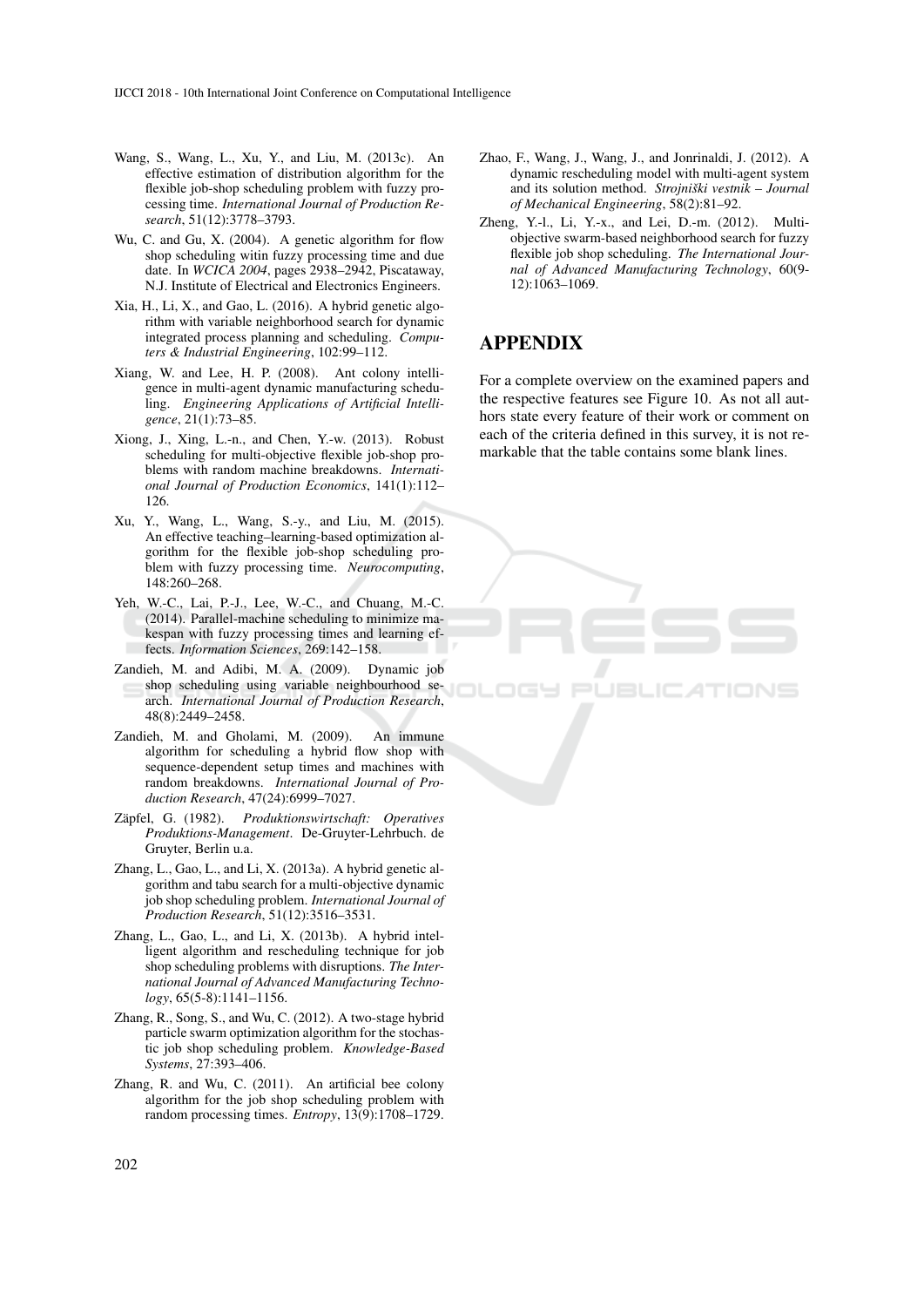Wang, S., Wang, L., Xu, Y., and Liu, M. (2013c). An effective estimation of distribution algorithm for the flexible job-shop scheduling problem with fuzzy processing time. *International Journal of Production Research*, 51(12):3778–3793.

Wu, C. and Gu, X. (2004). A genetic algorithm for flow shop scheduling witin fuzzy processing time and due date. In *WCICA 2004*, pages 2938–2942, Piscataway, N.J. Institute of Electrical and Electronics Engineers.

Xia, H., Li, X., and Gao, L. (2016). A hybrid genetic algorithm with variable neighborhood search for dynamic integrated process planning and scheduling. *Computers & Industrial Engineering*, 102:99–112.

Xiang, W. and Lee, H. P. (2008). Ant colony intelligence in multi-agent dynamic manufacturing scheduling. *Engineering Applications of Artificial Intelligence*, 21(1):73–85.

Xiong, J., Xing, L.-n., and Chen, Y.-w. (2013). Robust scheduling for multi-objective flexible job-shop problems with random machine breakdowns. *International Journal of Production Economics*, 141(1):112–126.

Xu, Y., Wang, L., Wang, S.-y., and Liu, M. (2015). An effective teaching–learning-based optimization algorithm for the flexible job-shop scheduling problem with fuzzy processing time. *Neurocomputing*, 148:260–268.

Yeh, W.-C., Lai, P.-J., Lee, W.-C., and Chuang, M.-C. (2014). Parallel-machine scheduling to minimize makespan with fuzzy processing times and learning effects. *Information Sciences*, 269:142–158.

Zandieh, M. and Adibi, M. A. (2009). Dynamic job shop scheduling using variable neighbourhood search. *International Journal of Production Research*, 48(8):2449–2458.

Zandieh, M. and Gholami, M. (2009). An immune algorithm for scheduling a hybrid flow shop with sequence-dependent setup times and machines with random breakdowns. *International Journal of Production Research*, 47(24):6999–7027.

Zäpfel, G. (1982). *Produktionswirtschaft: Operatives Produktions-Management*. De-Gruyter-Lehrbuch. de Gruyter, Berlin u.a.

Zhang, L., Gao, L., and Li, X. (2013a). A hybrid genetic algorithm and tabu search for a multi-objective dynamic job shop scheduling problem. *International Journal of Production Research*, 51(12):3516–3531.

Zhang, L., Gao, L., and Li, X. (2013b). A hybrid intelligent algorithm and rescheduling technique for job shop scheduling problems with disruptions. *The International Journal of Advanced Manufacturing Technology*, 65(5-8):1141–1156.

Zhang, R., Song, S., and Wu, C. (2012). A two-stage hybrid particle swarm optimization algorithm for the stochastic job shop scheduling problem. *Knowledge-Based Systems*, 27:393–406.

Zhang, R. and Wu, C. (2011). An artificial bee colony algorithm for the job shop scheduling problem with random processing times. *Entropy*, 13(9):1708–1729.

Zhao, F., Wang, J., Wang, J., and Jonrinaldi, J. (2012). A dynamic rescheduling model with multi-agent system and its solution method. *Strojniški vestnik – Journal of Mechanical Engineering*, 58(2):81–92.

Zheng, Y.-l., Li, Y.-x., and Lei, D.-m. (2012). Multi-objective swarm-based neighborhood search for fuzzy flexible job shop scheduling. *The International Journal of Advanced Manufacturing Technology*, 60(9-12):1063–1069.

## APPENDIX

For a complete overview on the examined papers and the respective features see Figure 10. As not all authors state every feature of their work or comment on each of the criteria defined in this survey, it is not remarkable that the table contains some blank lines.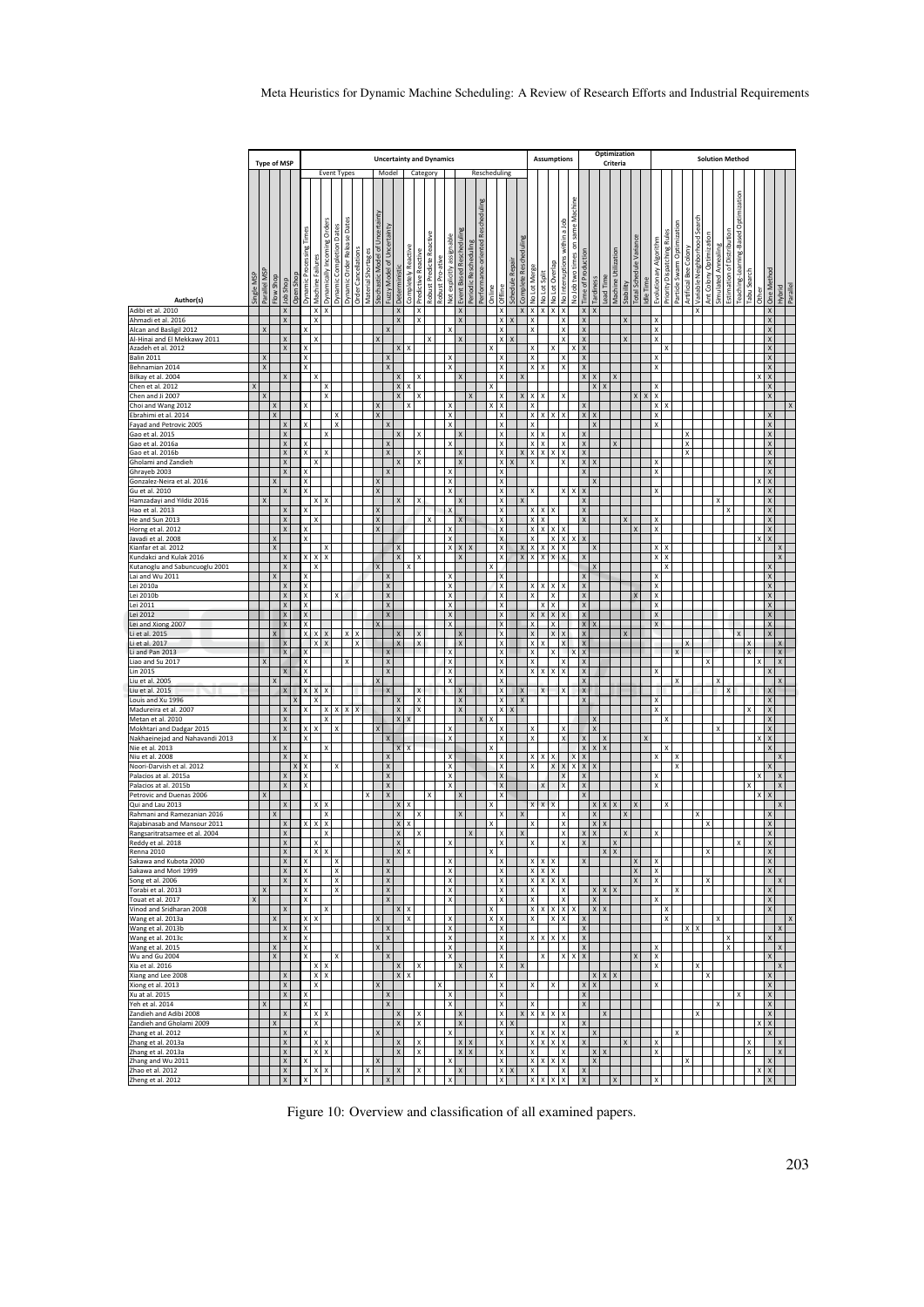| | Type of MSP | | | | | Uncertainty and Dynamics | | | | | | | | | | | | | | | | | | | | | | Assumptions | | | | | Optimization Criteria | | | | | | | Solution Method | | | | | | | | | | | | | |
|---|---|---|---|---|---|---|---|---|---|---|---|---|---|---|---|---|---|---|---|---|---|---|---|---|---|---|---|---|---|---|---|---|---|---|---|---|---|---|---|---|---|---|---|---|---|---|---|---|---|---|---|---|---|
| | | | | | | Event Types | | | | | | | Model | | | Category | | | | | Rescheduling | | | | | | | | | | | | | | | | | | | | | | | | | | | | | | | | |
| Author(s) | Single MSP | Parallel MSP | Flow Shop | Job Shop | Open Shop | Dynamic Processing Times | Machine Failures | Dynamically Incoming Orders | Dynamically Completion Dates | Dynamic Order Release Dates | Order Cancellations | Material Shortages | Stochastic Model of Uncertainty | Fuzzy Model of Uncertainty | Deterministic | Completely Reactive | Predictive Reactive | Robust Predictive Reactive | Robust Pro-active | Not explicitly assignable | Event Based Rescheduling | Periodic Rescheduling | Performance-oriented Rescheduling | Online | Offline | Schedule Repair | Complete Rescheduling | No Lot Merge | No Lot Split | No Lot Overlap | No interruptions within a Job | No Job two times on same Machine | Time of Production | Tardiness | Lead Time | Machine Utilization | Stability | Total Schedule Variance | Idle Time | Evolutionary Algorithm | Priority Dispatching Rules | Particle Swarm Optimization | Artificial Bee Colony | Variable Neighborhood Search | Ant Colony Optimization | Simulated Annealing | Estimation of Distribution | Teaching-Learning-Based Optimization | Tabu Search | Other | One Method | Hybrid | Parallel |
| Adibi et al. 2010 | | | | X | | | X | X | | | | | | | X | | X | | | | X | | | | X | | X | X | X | X | X | | X | X | | | | | | | | | | X | | | | | | | X | | |
| Ahmadi et al. 2016 | | | | X | | | X | | | | | | | | X | | X | | | | X | | | | X | X | | | X | | X | | X | | | | X | | | X | | | | | | | | | | | X | | |
| Alcan and Basligil 2012 | | X | | | | X | | | | | | | X | | | | | | | X | | | | | X | | | | X | | X | | X | | | | | | | X | | | | | | | | | | | X | | |
| Al-Hinai and El Mekkawy 2011 | | | | X | | | X | | | | | | X | | | | | X | | | X | | | | X | X | | | | | X | | X | | | X | | | | X | | | | | | | | | | | X | | |
| Azadeh et al. 2012 | | | | X | | X | | | | | | | | X | X | | | | | | | | | X | | | | X | | X | | X | X | | | | | | | | X | | | | | | | | | | X | | |
| Balin 2011 | | X | | | | X | | | | | | | X | | | | | | | X | | | | | X | | | X | | | X | | X | | | | | | | X | | | | | | | | | | | X | | |
| Behnamian 2014 | | X | | | | X | | | | | | | X | | | | | | | X | | | | | X | | | X | X | | X | | X | | | | | | | X | | | | | | | | | | | X | | |
| Bilkay et al. 2004 | | | | X | | | X | | | | | | | | X | | X | | | | X | | | | X | | X | | | | | | X | X | | X | | | | | | | | | | | | | | X | X | | |
| Chen et al. 2012 | X | | | | | | | X | | | | | | | X | X | | | | | | | | X | | | | | | | | | | X | X | | | | | X | | | | | | | | | | | X | | |
| Chen and Ji 2007 | | X | | | | | | X | | | | | | | X | | X | | | | | X | | | X | | X | X | X | | X | | | | | | | X | X | X | | | | | | | | | | | X | | |
| Choi and Wang 2012 | | | X | | | X | | | | | | | X | | | X | | | | X | | | | X | X | | | X | | | | | X | | | | | | | X | X | | | | | | | | | | | | X |
| Ebrahimi et al. 2014 | | | X | | | | | | X | | | | X | | | | | | | X | | | | | X | | | X | X | X | X | | X | X | | | | | | X | | | | | | | | | | | X | | |
| Fayad and Petrovic 2005 | | | | X | | X | | | X | | | | | X | | | | | | X | | | | | X | | | X | X | | | | | X | | | | | | X | | | | | | | | | | | X | | |
| Gao et al. 2015 | | | | X | | | | X | | | | | | | X | | X | | | | X | | | | X | | | X | X | | X | | X | | | | | | | | | | X | | | | | | | | X | | |
| Gao et al. 2016a | | | | X | | X | | | | | | | X | | | | | | | X | | | | | X | | | X | X | | X | | X | | | X | | | | | | | X | | | | | | | | X | | |
| Gao et al. 2016b | | | | X | | X | | X | | | | | X | | | | X | | | | X | | | | X | | X | X | X | X | X | | X | | | | | | | | | | X | | | | | | | | X | | |
| Gholami and Zandieh | | | | X | | | X | | | | | | | | X | | X | | | | X | | | | X | X | | X | | | X | | X | X | | | | | | X | | | | | | | | | | | X | | |
| Ghrayeb 2003 | | | | X | | X | | | | | | | X | | | | | | | X | | | | | X | | | | | | | | X | | | | | | | X | | | | | | | | | | | X | | |
| Gonzalez-Neira et al. 2016 | | | X | | | X | | | | | | | X | | | | | | | X | | | | | X | | | | | | | | | X | | | | | | | | | | | | | | | | X | X | | |
| Gu et al. 2010 | | | | X | | X | | | | | | | X | | | | | | | X | | | | | X | | | X | | | X | X | X | | | | | | | X | | | | | | | | | | | X | | |
| Hamzadayi and Yildiz 2016 | | X | | | | | X | X | | | | | | | X | | X | | | | X | | | | X | | X | | | | | | X | | | | | | | | | | | | | X | | | | | X | | |
| Hao et al. 2013 | | | | X | | X | | | | | | | X | | | | | | | X | | | | | X | | | X | X | X | | | X | | | | | | | | | | | | | | X | | | | X | | |
| He and Sun 2013 | | | | X | | | X | | | | | | X | | | | | X | | | X | | | | X | | | X | X | | | | X | | | | X | | | X | | | | | | | | | | | X | | |
| Horng et al. 2012 | | | | X | | X | | | | | | | X | | | | | | | X | | | | | X | | | X | X | X | X | | | | | | | X | | X | | | | | | | | | | | X | | |
| Javadi et al. 2008 | | | X | | | X | | | | | | | | | | | | | | X | | | | | X | | | X | | X | X | X | X | | | | | | | | | | | | | | | | | X | X | | |
| Kianfar et al. 2012 | | | X | | | | | X | | | | | | | | | | | | X | X | X | | | X | | X | X | X | X | X | | | X | | | | | | X | X | | | | | | | | | | | X | |
| Kundakci and Kulak 2016 | | | | X | | X | X | X | | | | | | | X | | X | | | | X | | | | X | | X | X | X | X | X | | X | | | | | | | X | X | | | | | | | | | | | X | |
| Kutanoglu and Sabuncuoglu 2001 | | | | X | | | X | | | | | | X | | | X | | | | | | | | X | | | | | | | | | | X | | | | | | | X | | | | | | | | | | X | | |
| Lai and Wu 2011 | | | X | | | X | | | | | | | | | X | | | | | X | | | | | X | | | | | | | | X | | | | | | | X | | | | | | | | | | | X | | |
| Lei 2010a | | | | X | | X | | | | | | | | | X | | | | | X | | | | | X | | | X | X | X | X | | X | | | | | | | X | | | | | | | | | | | X | | |
| Lei 2010b | | | | X | | X | | | X | | | | | | X | | | | | X | | | | | X | | | X | | X | | | X | | | | | X | | X | | | | | | | | | | | X | | |
| Lei 2011 | | | | X | | X | | | | | | | | | X | | | | | X | | | | | X | | | | X | X | | | X | | | | | | | X | | | | | | | | | | | X | | |
| Lei 2012 | | | | X | | X | | | | | | | | | X | | | | | X | | | | | X | | | X | X | X | X | | X | | | | | | | X | | | | | | | | | | | X | | |
| Lei and Xiong 2007 | | | | X | | X | | | | | | | X | | | | | | | X | | | | | X | | | X | | X | | | X | | | | | | | X | | | | | | | | | | | X | | |
| Li et al. 2015 | | | X | | | X | X | X | | X | X | | | | X | | X | | | | X | | | | X | | | X | | X | X | | X | X | | | X | | | | | | | | | | | | X | | X | | |
| Li et al. 2017 | | | | X | | | X | X | | | X | | | | X | | X | | | | X | | | | X | | | X | X | | X | | X | | | | | | | | | X | | | | | | | X | | | X | |
| Li and Pan 2013 | | | | X | | X | | | | | | | | X | | | | | | X | | | | | X | | | X | | X | | X | X | | | | | | | | | X | | | | | | | X | | | X | |
| Liao and Su 2017 | | X | | | | X | | | | X | | | | X | | | | | | X | | | | | X | | | X | | | X | | X | | | | | | | | | | | | X | | | | | X | | X | |
| Lin 2015 | | | | X | | X | | | | | | | | X | | | | | | X | | | | | X | | | X | X | X | X | | X | | | | | | | X | | | | | | | | | | | X | | |
| Liu et al. 2005 | | | X | | | X | | | | | | | X | | | | | | | X | | | | | X | | | | | | | | X | | | | | | | | | X | | | | X | | | | | | X | |
| Liu et al. 2015 | | | | X | | X | X | X | | | | | | X | | | X | | | | X | | | | X | X | | | X | | X | | X | | | | | | | | | | | | | | X | | | | X | | |
| Louis and Xu 1996 | | | | | X | | X | | | | | | | | X | | X | | | | X | | | | X | X | | | | | | | X | | | | | | | X | | | | | | | | | | | X | | |
| Madureira et al. 2007 | | | | X | | X | | X | X | X | X | | | | X | | X | | | | X | | | | X | X | | | | | | | | | | | | | | X | | | | | | | | | X | | X | | |
| Metan et al. 2010 | | | | X | | | | X | | | | | | | X | X | | | | | | X | | X | | | | | | | | | | X | | | | | | | X | | | | | | | | | | X | | |
| Mokhtari and Dadgar 2015 | | | | X | | X | X | | X | | | | X | | | | | | | X | | | | | X | | | X | | | X | | X | | | | | | | | | | | | | X | | | | | X | | |
| Nakhaeinejad and Nahavandi 2013 | | X | | | | X | | | | | | | | X | | | | | | X | | | | | X | | | X | | | X | | X | | X | | | | X | | | | | | | | | | | X | X | | |
| Nie et al. 2013 | | | X | | | | | X | | | | | | | X | X | | | | | | | | X | | | | | | | | | X | X | X | | | | | | X | | | | | | | | | | X | | |
| Niu et al. 2008 | | | X | | | X | | | | | | | | X | | | | | | X | | | | | X | | | X | X | X | | X | X | | | | | | | X | | X | | | | | | | | | | X | |
| Noori-Darvish et al. 2012 | | | | | X | X | | | X | | | | | X | | | | | | X | | | | | X | | | | | X | X | X | X | X | | | | | | | | X | | | | | | | | | X | | |
| Palacios et al. 2015a | | | | X | | X | | | | | | | | X | | | | | | X | | | | | X | | | | | | X | X | X | | | | | | | X | | | | | | | | | | X | | X | |
| Palacios et al. 2015b | | | | X | | X | | | | | | | | X | | | | | | X | | | | | X | | | | X | | X | | X | | | | | | | X | | | | | | | | | X | | | X | |
| Petrovic and Duenas 2006 | X | | | | | | | | | | | X | | X | | | | X | | | X | | | | X | | | | | | | | X | | | | | | | | | | | | | | | | | X | X | | |
| Qui and Lau 2013 | | | | X | | | X | X | | | | | | | X | X | | | | | | | | X | | | | X | X | X | | | | X | X | X | | X | | | X | | | | | | | | | | | X | |
| Rahmani and Ramezanian 2016 | | | X | | | | | X | | | | | | | X | | X | | | | X | | | | X | | X | | | | X | | | X | | | X | | | | | | | X | | | | | | | X | | |
| Rajabinasab and Mansour 2011 | | | | X | | X | X | X | | | | | | | X | X | | | | | | | | X | | | | X | | | X | | | X | X | | | | | | | | | | X | | | | | | X | | |
| Rangsaritratsamee et al. 2004 | | | | X | | | | X | | | | | | | X | | X | | | | | | X | | X | | X | | | | X | | X | X | | | X | | | X | | | | | | | | | | | X | | |
| Reddy et al. 2018 | | | | X | | | X | | | | | | | | X | | | | | X | | | | | X | | | X | | | X | | | | X | | | | | | | | | | | | | X | | | X | | |
| Renna 2010 | | | | X | | | X | X | | | | | | | X | X | | | | | | | | X | | | | | | | | | | X | X | | | | | | | | | | X | | | | | | X | | |
| Sakawa and Kubota 2000 | | | | X | | X | | | X | | | | | X | | | | | | X | | | | | X | | | X | X | X | | | X | | | | | X | | X | | | | | | | | | | | X | | |
| Sakawa and Mori 1999 | | | | X | | X | | | X | | | | | X | | | | | | X | | | | | X | | | X | X | X | | | | | | | | X | | X | | | | | | | | | | | X | | |
| Song et al. 2006 | | | | X | | X | | | X | | | | | X | | | | | | X | | | | | X | | | X | X | X | X | | | | | | | X | | X | | | | | X | | | | | | | X | |
| Torabi et al. 2013 | | X | | | | X | | | X | | | | | X | | | | | | X | | | | | X | | | X | | | X | | | X | X | X | | | | | | X | | | | | | | | | X | | |
| Touat et al. 2017 | X | | | | | X | | | | | | | | X | | | | | | X | | | | | X | | | X | | | X | | | X | | | | | | X | | | | | | | | | | | X | | |
| Vinod and Sridharan 2008 | | | | X | | | | X | | | | | | | X | X | | | | | | | | X | X | | | X | X | X | X | X | | X | X | | | | | | X | | | | | | | | | | X | | |
| Wang et al. 2013a | | | X | | | X | X | | | | | | X | | | | X | | | X | | | | X | X | | | X | | X | X | | X | | | | | | | | X | | | | | X | | | | | | | X |
| Wang et al. 2013b | | | | X | | X | | | | | | | | X | | | | | | X | | | | | X | | | | | | | | X | | | | | | | | | | X | X | | | | | | | | X | |
| Wang et al. 2013c | | | | X | | X | | | | | | | | X | | | | | | X | | | | | X | | | X | X | X | X | | X | | | | | | | | | | | | | | | X | | | | X | |
| Wang et al. 2015 | | | X | | | X | | | | | | | X | | | | | | | X | | | | | X | | | | | | | | X | | | | | | | X | | | | | | | X | | | | | X | |
| Wu and Gu 2004 | | | X | | | X | | | X | | | | | X | | | | | | X | | | | | X | | | | X | | X | X | X | | | | | X | | X | | | | | | | | | | | X | | |
| Xia et al. 2016 | | | | X | | | X | X | | | | | | | X | | X | | | | X | | | | X | | X | | | | | | | | | | | | | X | | | | X | | | | | | | | X | |
| Xiang and Lee 2008 | | | | X | | | X | X | | | | | | | X | X | | | | | | | | X | | | | | | | | | | X | X | X | | | | | | | | | X | | | | | | X | | |
| Xiong et al. 2013 | | | | X | | | X | | | | | | X | | | | | | X | | | | | | X | | | X | | X | | | X | X | | | | | | X | | | | | | | | | | | X | | |
| Xu et al. 2015 | | | | X | | X | | | | | | | | X | | | | | | X | | | | | X | | | | | | | | X | | | | | | | | | | | | | | | | X | | X | | |
| Yeh et al. 2014 | | X | | | | X | | | | | | | | X | | | | | | X | | | | | X | | | X | | | | | X | | | | | | | | | | | | | X | | | | | X | | |
| Zandieh and Adibi 2008 | | | | X | | | X | X | | | | | | | X | | X | | | | X | | | | X | | X | X | X | X | X | | | | X | | | | | | | | | X | | | | | | | X | | |
| Zandieh and Gholami 2009 | | | X | | | | X | | | | | | | | X | | X | | | | X | | | | X | X | | | | | X | | X | | | | | | | | | | | | | | | | | X | X | | |
| Zhang et al. 2012 | | | | X | | X | | | | | | | X | | | | | | | X | | | | | X | | | X | X | X | X | | | X | | | | | | | | X | | | | | | | | | X | | |
| Zhang et al. 2013a | | | | X | | | X | X | | | | | | | X | | X | | | | X | X | | | X | | | X | X | X | X | | X | | | | X | | | X | | | | | | | | | X | | | X | |
| Zhang et al. 2013a | | | | X | | | X | X | | | | | | | X | | X | | | | X | X | | | X | | | X | | | X | | | X | X | | | | | X | | | | | | | | | X | | | X | |
| Zhang and Wu 2011 | | | | X | | X | | | | | | | X | | | | | | | X | | | | | X | | | X | X | X | X | | | X | | | | | | | | | X | | | | | | | | X | | |
| Zhao et al. 2012 | | | | X | | | X | X | | | | X | | | X | | X | | | | | | | | X | | | X | X | | X | | X | | | | | | | | | | | | | | | | | X | X | | |
| Zheng et al. 2012 | | | | X | | X | | | | | | | | | X | | | | | X | | | | | X | | | X | X | X | X | | X | | | X | | | | X | | | | | | | | | | | X | | |

Figure 10: Overview and classification of all examined papers.